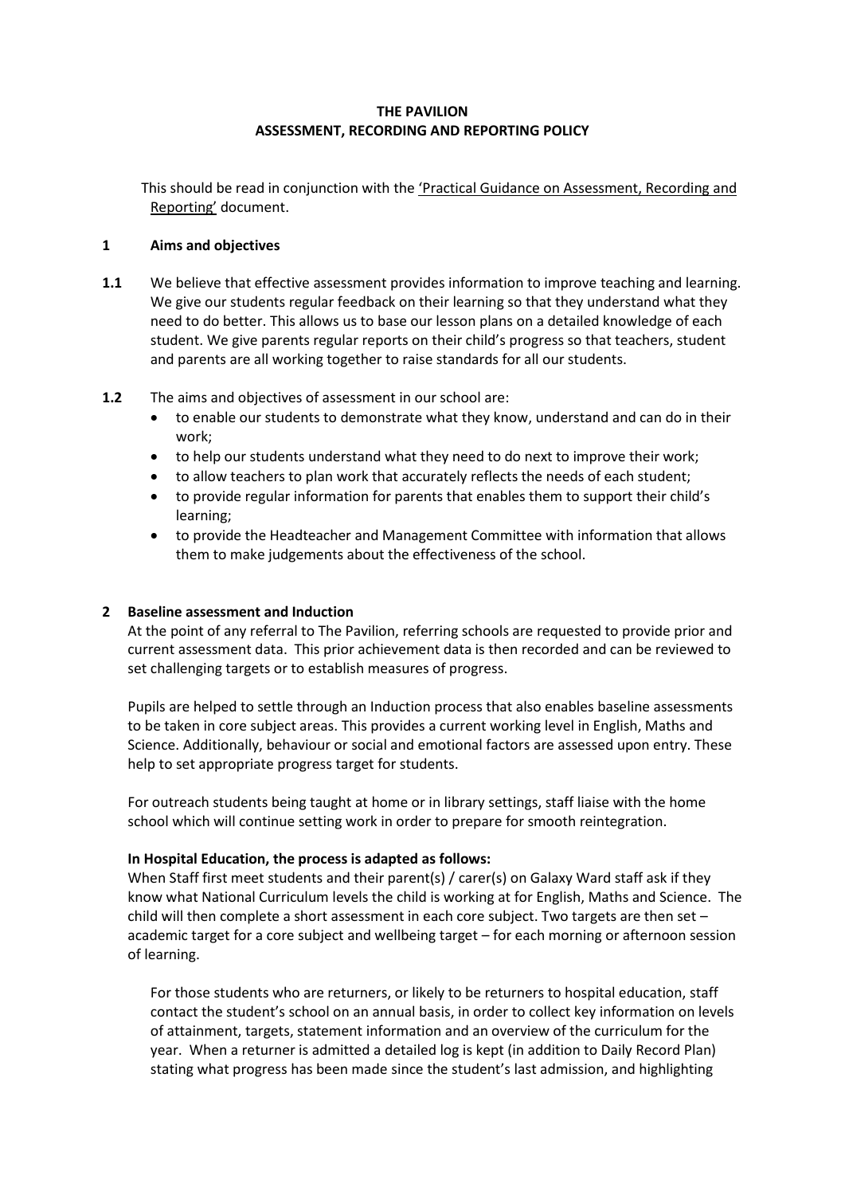**THE PAVILION**
**ASSESSMENT, RECORDING AND REPORTING POLICY**

This should be read in conjunction with the 'Practical Guidance on Assessment, Recording and Reporting' document.

## 1 Aims and objectives

**1.1** We believe that effective assessment provides information to improve teaching and learning. We give our students regular feedback on their learning so that they understand what they need to do better. This allows us to base our lesson plans on a detailed knowledge of each student. We give parents regular reports on their child's progress so that teachers, student and parents are all working together to raise standards for all our students.

**1.2** The aims and objectives of assessment in our school are:

- to enable our students to demonstrate what they know, understand and can do in their work;
- to help our students understand what they need to do next to improve their work;
- to allow teachers to plan work that accurately reflects the needs of each student;
- to provide regular information for parents that enables them to support their child's learning;
- to provide the Headteacher and Management Committee with information that allows them to make judgements about the effectiveness of the school.

## 2 Baseline assessment and Induction

At the point of any referral to The Pavilion, referring schools are requested to provide prior and current assessment data. This prior achievement data is then recorded and can be reviewed to set challenging targets or to establish measures of progress.

Pupils are helped to settle through an Induction process that also enables baseline assessments to be taken in core subject areas. This provides a current working level in English, Maths and Science. Additionally, behaviour or social and emotional factors are assessed upon entry. These help to set appropriate progress target for students.

For outreach students being taught at home or in library settings, staff liaise with the home school which will continue setting work in order to prepare for smooth reintegration.

**In Hospital Education, the process is adapted as follows:**

When Staff first meet students and their parent(s) / carer(s) on Galaxy Ward staff ask if they know what National Curriculum levels the child is working at for English, Maths and Science. The child will then complete a short assessment in each core subject. Two targets are then set – academic target for a core subject and wellbeing target – for each morning or afternoon session of learning.

For those students who are returners, or likely to be returners to hospital education, staff contact the student's school on an annual basis, in order to collect key information on levels of attainment, targets, statement information and an overview of the curriculum for the year. When a returner is admitted a detailed log is kept (in addition to Daily Record Plan) stating what progress has been made since the student's last admission, and highlighting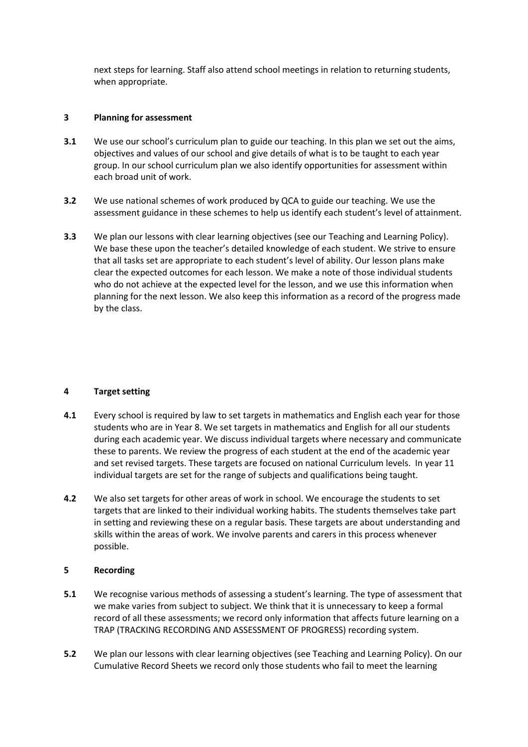next steps for learning. Staff also attend school meetings in relation to returning students, when appropriate.

## 3 Planning for assessment

**3.1** We use our school's curriculum plan to guide our teaching. In this plan we set out the aims, objectives and values of our school and give details of what is to be taught to each year group. In our school curriculum plan we also identify opportunities for assessment within each broad unit of work.

**3.2** We use national schemes of work produced by QCA to guide our teaching. We use the assessment guidance in these schemes to help us identify each student's level of attainment.

**3.3** We plan our lessons with clear learning objectives (see our Teaching and Learning Policy). We base these upon the teacher's detailed knowledge of each student. We strive to ensure that all tasks set are appropriate to each student's level of ability. Our lesson plans make clear the expected outcomes for each lesson. We make a note of those individual students who do not achieve at the expected level for the lesson, and we use this information when planning for the next lesson. We also keep this information as a record of the progress made by the class.

## 4 Target setting

**4.1** Every school is required by law to set targets in mathematics and English each year for those students who are in Year 8. We set targets in mathematics and English for all our students during each academic year. We discuss individual targets where necessary and communicate these to parents. We review the progress of each student at the end of the academic year and set revised targets. These targets are focused on national Curriculum levels. In year 11 individual targets are set for the range of subjects and qualifications being taught.

**4.2** We also set targets for other areas of work in school. We encourage the students to set targets that are linked to their individual working habits. The students themselves take part in setting and reviewing these on a regular basis. These targets are about understanding and skills within the areas of work. We involve parents and carers in this process whenever possible.

## 5 Recording

**5.1** We recognise various methods of assessing a student's learning. The type of assessment that we make varies from subject to subject. We think that it is unnecessary to keep a formal record of all these assessments; we record only information that affects future learning on a TRAP (TRACKING RECORDING AND ASSESSMENT OF PROGRESS) recording system.

**5.2** We plan our lessons with clear learning objectives (see Teaching and Learning Policy). On our Cumulative Record Sheets we record only those students who fail to meet the learning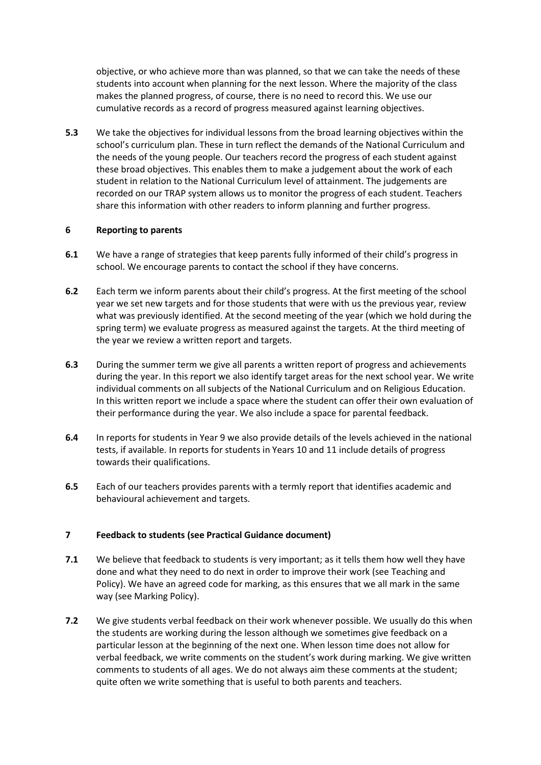objective, or who achieve more than was planned, so that we can take the needs of these students into account when planning for the next lesson. Where the majority of the class makes the planned progress, of course, there is no need to record this. We use our cumulative records as a record of progress measured against learning objectives.

**5.3** We take the objectives for individual lessons from the broad learning objectives within the school's curriculum plan. These in turn reflect the demands of the National Curriculum and the needs of the young people. Our teachers record the progress of each student against these broad objectives. This enables them to make a judgement about the work of each student in relation to the National Curriculum level of attainment. The judgements are recorded on our TRAP system allows us to monitor the progress of each student. Teachers share this information with other readers to inform planning and further progress.

## 6 Reporting to parents

**6.1** We have a range of strategies that keep parents fully informed of their child's progress in school. We encourage parents to contact the school if they have concerns.

**6.2** Each term we inform parents about their child's progress. At the first meeting of the school year we set new targets and for those students that were with us the previous year, review what was previously identified. At the second meeting of the year (which we hold during the spring term) we evaluate progress as measured against the targets. At the third meeting of the year we review a written report and targets.

**6.3** During the summer term we give all parents a written report of progress and achievements during the year. In this report we also identify target areas for the next school year. We write individual comments on all subjects of the National Curriculum and on Religious Education. In this written report we include a space where the student can offer their own evaluation of their performance during the year. We also include a space for parental feedback.

**6.4** In reports for students in Year 9 we also provide details of the levels achieved in the national tests, if available. In reports for students in Years 10 and 11 include details of progress towards their qualifications.

**6.5** Each of our teachers provides parents with a termly report that identifies academic and behavioural achievement and targets.

## 7 Feedback to students (see Practical Guidance document)

**7.1** We believe that feedback to students is very important; as it tells them how well they have done and what they need to do next in order to improve their work (see Teaching and Policy). We have an agreed code for marking, as this ensures that we all mark in the same way (see Marking Policy).

**7.2** We give students verbal feedback on their work whenever possible. We usually do this when the students are working during the lesson although we sometimes give feedback on a particular lesson at the beginning of the next one. When lesson time does not allow for verbal feedback, we write comments on the student's work during marking. We give written comments to students of all ages. We do not always aim these comments at the student; quite often we write something that is useful to both parents and teachers.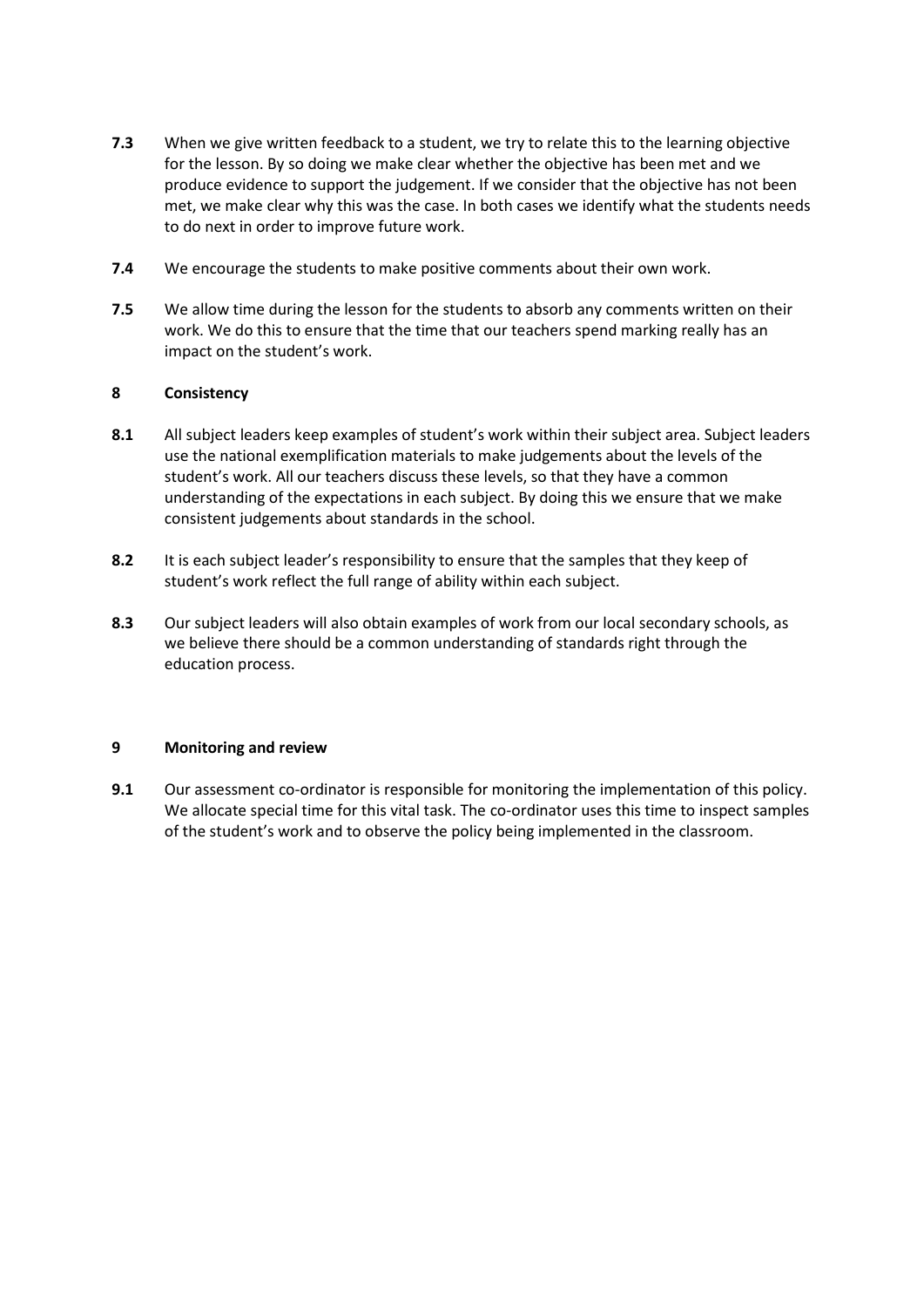**7.3** When we give written feedback to a student, we try to relate this to the learning objective for the lesson. By so doing we make clear whether the objective has been met and we produce evidence to support the judgement. If we consider that the objective has not been met, we make clear why this was the case. In both cases we identify what the students needs to do next in order to improve future work.

**7.4** We encourage the students to make positive comments about their own work.

**7.5** We allow time during the lesson for the students to absorb any comments written on their work. We do this to ensure that the time that our teachers spend marking really has an impact on the student's work.

## 8 Consistency

**8.1** All subject leaders keep examples of student's work within their subject area. Subject leaders use the national exemplification materials to make judgements about the levels of the student's work. All our teachers discuss these levels, so that they have a common understanding of the expectations in each subject. By doing this we ensure that we make consistent judgements about standards in the school.

**8.2** It is each subject leader's responsibility to ensure that the samples that they keep of student's work reflect the full range of ability within each subject.

**8.3** Our subject leaders will also obtain examples of work from our local secondary schools, as we believe there should be a common understanding of standards right through the education process.

## 9 Monitoring and review

**9.1** Our assessment co-ordinator is responsible for monitoring the implementation of this policy. We allocate special time for this vital task. The co-ordinator uses this time to inspect samples of the student's work and to observe the policy being implemented in the classroom.